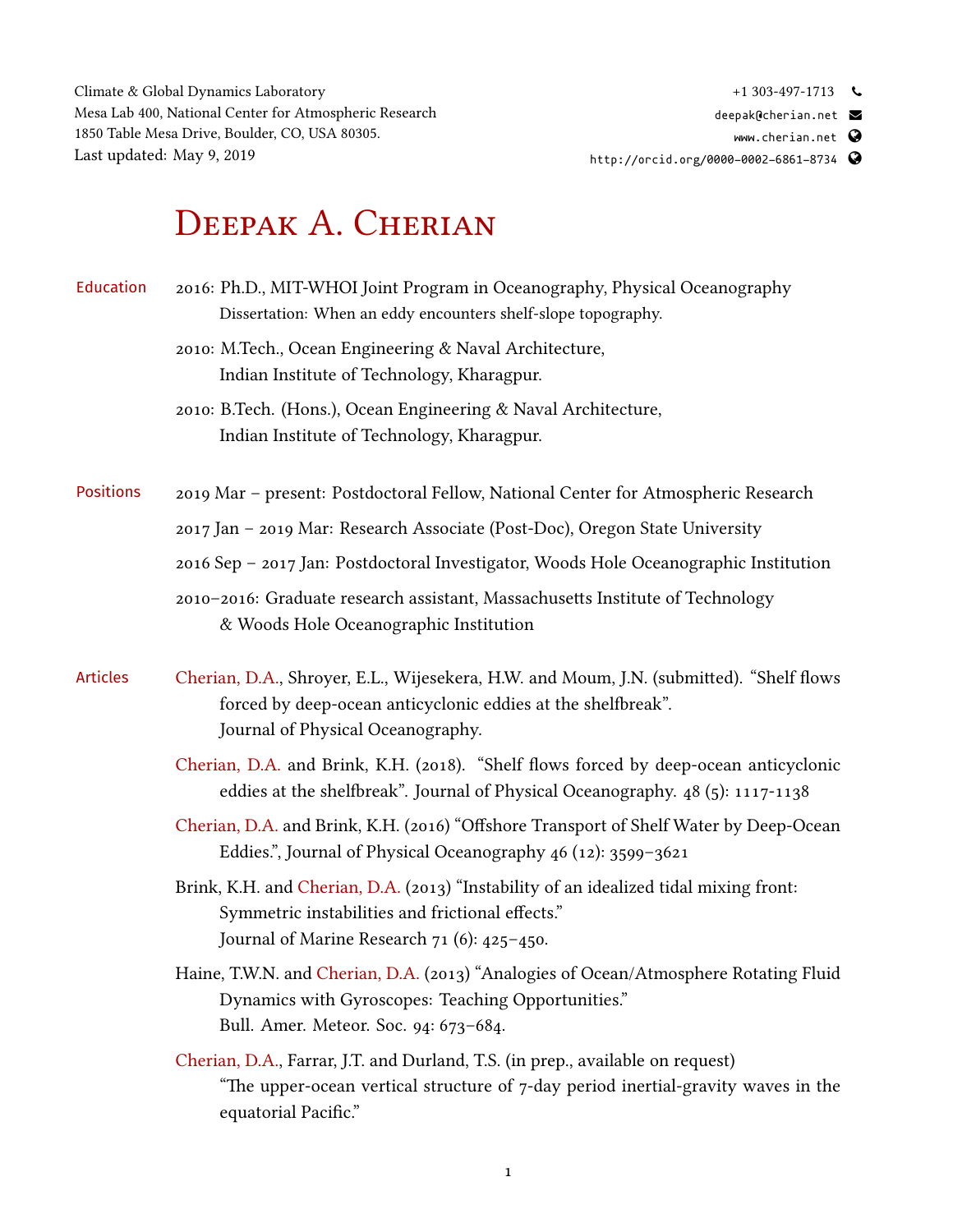Climate & Global Dynamics Laboratory
Mesa Lab 400, National Center for Atmospheric Research
1850 Table Mesa Drive, Boulder, CO, USA 80305.
Last updated: May 9, 2019

+1 303-497-1713
deepak@cherian.net
www.cherian.net
http://orcid.org/0000-0002-6861-8734

# Deepak A. Cherian

## Education

2016: Ph.D., MIT-WHOI Joint Program in Oceanography, Physical Oceanography
Dissertation: When an eddy encounters shelf-slope topography.

2010: M.Tech., Ocean Engineering & Naval Architecture,
Indian Institute of Technology, Kharagpur.

2010: B.Tech. (Hons.), Ocean Engineering & Naval Architecture,
Indian Institute of Technology, Kharagpur.

## Positions

2019 Mar – present: Postdoctoral Fellow, National Center for Atmospheric Research

2017 Jan – 2019 Mar: Research Associate (Post-Doc), Oregon State University

2016 Sep – 2017 Jan: Postdoctoral Investigator, Woods Hole Oceanographic Institution

2010–2016: Graduate research assistant, Massachusetts Institute of Technology
& Woods Hole Oceanographic Institution

## Articles

Cherian, D.A., Shroyer, E.L., Wijesekera, H.W. and Moum, J.N. (submitted). "Shelf flows forced by deep-ocean anticyclonic eddies at the shelfbreak".
Journal of Physical Oceanography.

Cherian, D.A. and Brink, K.H. (2018). "Shelf flows forced by deep-ocean anticyclonic eddies at the shelfbreak". Journal of Physical Oceanography. 48 (5): 1117-1138

Cherian, D.A. and Brink, K.H. (2016) "Offshore Transport of Shelf Water by Deep-Ocean Eddies.", Journal of Physical Oceanography 46 (12): 3599–3621

Brink, K.H. and Cherian, D.A. (2013) "Instability of an idealized tidal mixing front: Symmetric instabilities and frictional effects."
Journal of Marine Research 71 (6): 425–450.

Haine, T.W.N. and Cherian, D.A. (2013) "Analogies of Ocean/Atmosphere Rotating Fluid Dynamics with Gyroscopes: Teaching Opportunities."
Bull. Amer. Meteor. Soc. 94: 673–684.

Cherian, D.A., Farrar, J.T. and Durland, T.S. (in prep., available on request)
"The upper-ocean vertical structure of 7-day period inertial-gravity waves in the equatorial Pacific."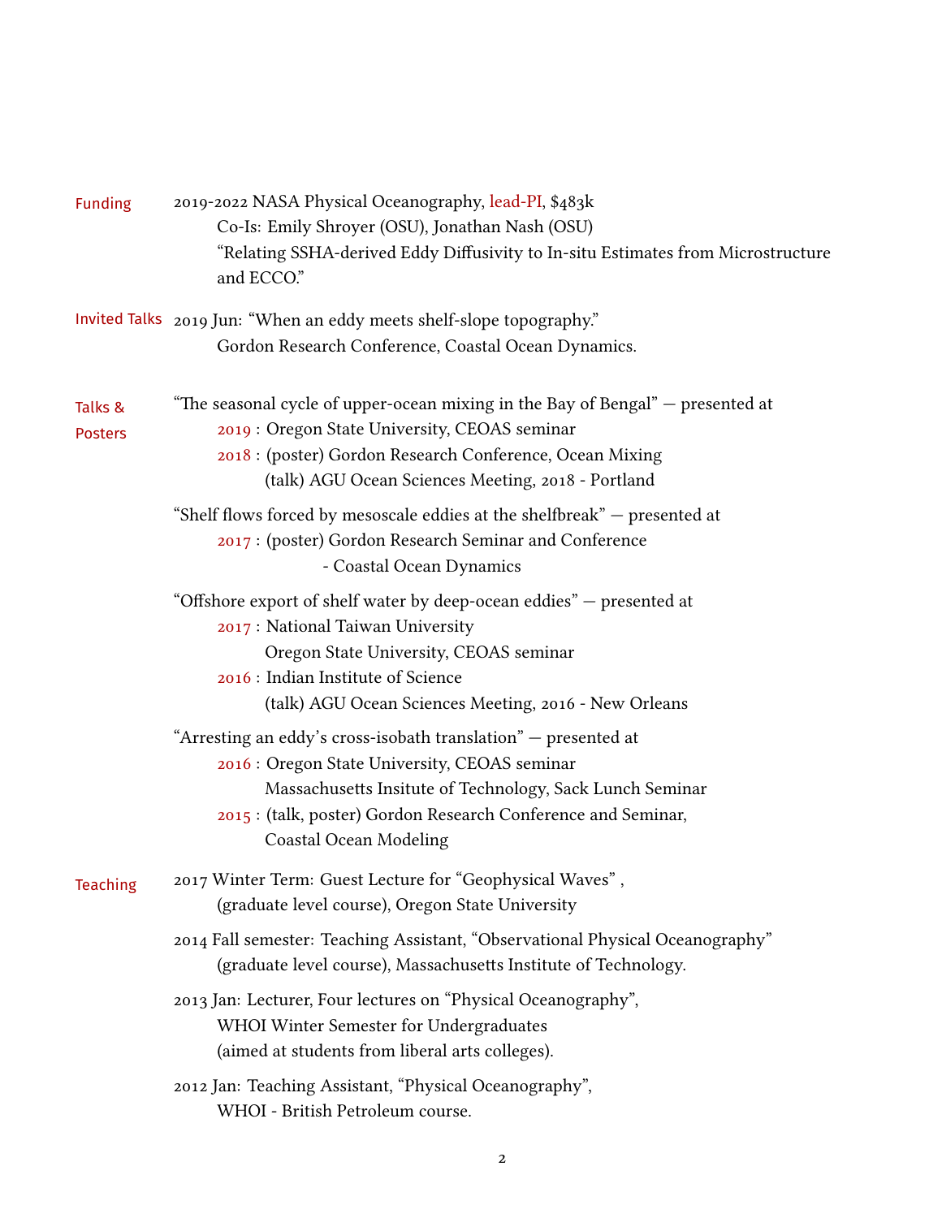## Funding

2019-2022 NASA Physical Oceanography, lead-PI, $483k
Co-Is: Emily Shroyer (OSU), Jonathan Nash (OSU)
"Relating SSHA-derived Eddy Diffusivity to In-situ Estimates from Microstructure and ECCO."

## Invited Talks

2019 Jun: "When an eddy meets shelf-slope topography."
Gordon Research Conference, Coastal Ocean Dynamics.

## Talks & Posters

"The seasonal cycle of upper-ocean mixing in the Bay of Bengal" — presented at

- 2019 : Oregon State University, CEOAS seminar
- 2018 : (poster) Gordon Research Conference, Ocean Mixing
  (talk) AGU Ocean Sciences Meeting, 2018 - Portland

"Shelf flows forced by mesoscale eddies at the shelfbreak" — presented at

- 2017 : (poster) Gordon Research Seminar and Conference
  - Coastal Ocean Dynamics

"Offshore export of shelf water by deep-ocean eddies" — presented at

- 2017 : National Taiwan University
  Oregon State University, CEOAS seminar
- 2016 : Indian Institute of Science
  (talk) AGU Ocean Sciences Meeting, 2016 - New Orleans

"Arresting an eddy's cross-isobath translation" — presented at

- 2016 : Oregon State University, CEOAS seminar
  Massachusetts Insitute of Technology, Sack Lunch Seminar
- 2015 : (talk, poster) Gordon Research Conference and Seminar,
  Coastal Ocean Modeling

## Teaching

2017 Winter Term: Guest Lecture for "Geophysical Waves" ,
(graduate level course), Oregon State University

2014 Fall semester: Teaching Assistant, "Observational Physical Oceanography"
(graduate level course), Massachusetts Institute of Technology.

2013 Jan: Lecturer, Four lectures on "Physical Oceanography",
WHOI Winter Semester for Undergraduates
(aimed at students from liberal arts colleges).

2012 Jan: Teaching Assistant, "Physical Oceanography",
WHOI - British Petroleum course.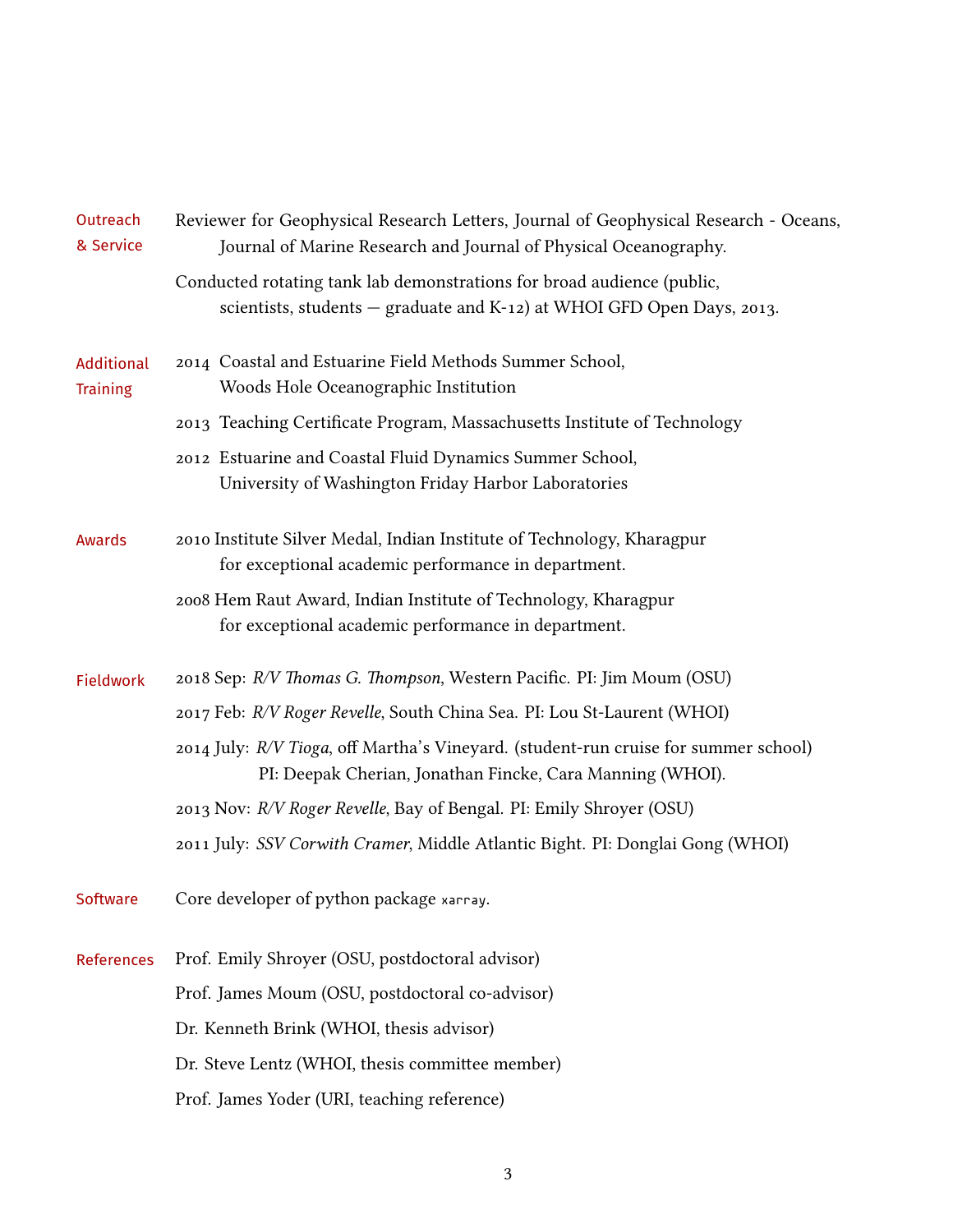## Outreach & Service

Reviewer for Geophysical Research Letters, Journal of Geophysical Research - Oceans, Journal of Marine Research and Journal of Physical Oceanography.

Conducted rotating tank lab demonstrations for broad audience (public, scientists, students — graduate and K-12) at WHOI GFD Open Days, 2013.

## Additional Training

2014 Coastal and Estuarine Field Methods Summer School, Woods Hole Oceanographic Institution

2013 Teaching Certificate Program, Massachusetts Institute of Technology

2012 Estuarine and Coastal Fluid Dynamics Summer School, University of Washington Friday Harbor Laboratories

## Awards

2010 Institute Silver Medal, Indian Institute of Technology, Kharagpur for exceptional academic performance in department.

2008 Hem Raut Award, Indian Institute of Technology, Kharagpur for exceptional academic performance in department.

## Fieldwork

2018 Sep: *R/V Thomas G. Thompson*, Western Pacific. PI: Jim Moum (OSU)

2017 Feb: *R/V Roger Revelle*, South China Sea. PI: Lou St-Laurent (WHOI)

2014 July: *R/V Tioga*, off Martha's Vineyard. (student-run cruise for summer school) PI: Deepak Cherian, Jonathan Fincke, Cara Manning (WHOI).

2013 Nov: *R/V Roger Revelle*, Bay of Bengal. PI: Emily Shroyer (OSU)

2011 July: *SSV Corwith Cramer*, Middle Atlantic Bight. PI: Donglai Gong (WHOI)

## Software

Core developer of python package `xarray`.

## References

Prof. Emily Shroyer (OSU, postdoctoral advisor)

Prof. James Moum (OSU, postdoctoral co-advisor)

Dr. Kenneth Brink (WHOI, thesis advisor)

Dr. Steve Lentz (WHOI, thesis committee member)

Prof. James Yoder (URI, teaching reference)